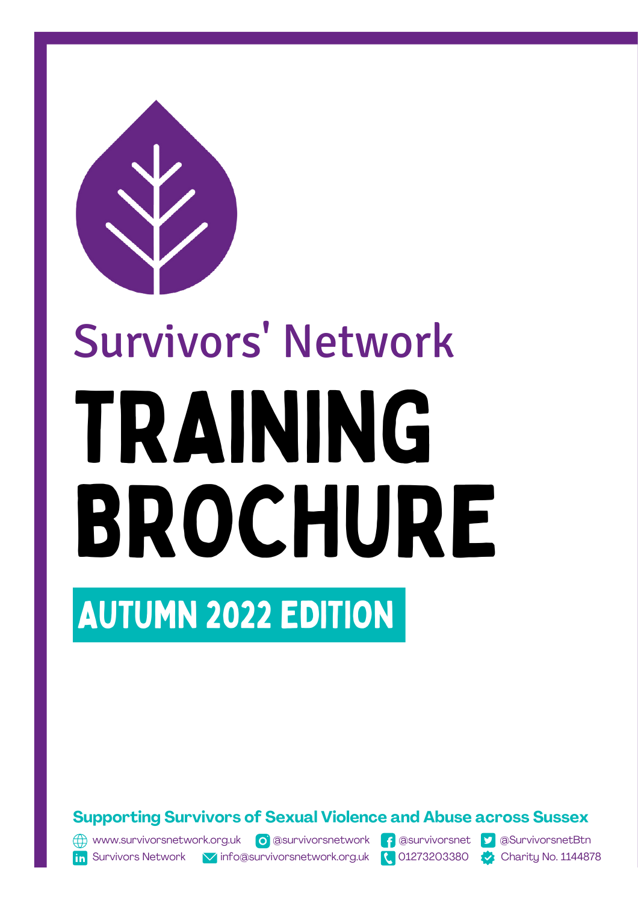Survivors' Network

# TRAINING BROCHURE

## AUTUMN 2022 EDITION

**Supporting Survivors of Sexual Violence and Abuse across Sussex**

www.survivorsnetwork.org.uk @survivorsnetwork @survivorsnet @SurvivorsnetBtn
Survivors Network info@survivorsnetwork.org.uk 01273203380 Charity No. 1144878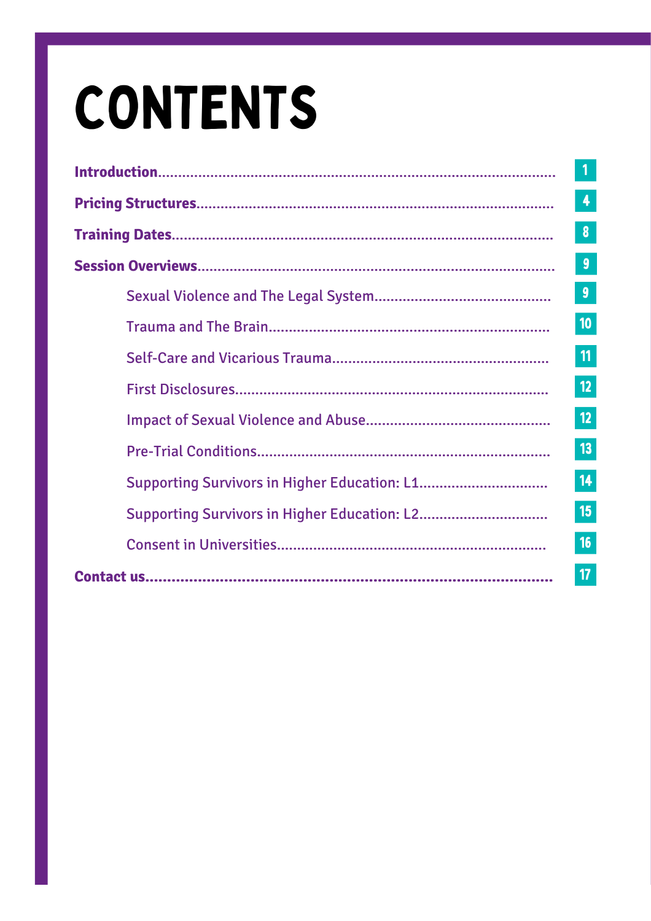# CONTENTS

| | |
|---|---|
| **Introduction** | 1 |
| **Pricing Structures** | 4 |
| **Training Dates** | 8 |
| **Session Overviews** | 9 |
| Sexual Violence and The Legal System | 9 |
| Trauma and The Brain | 10 |
| Self-Care and Vicarious Trauma | 11 |
| First Disclosures | 12 |
| Impact of Sexual Violence and Abuse | 12 |
| Pre-Trial Conditions | 13 |
| Supporting Survivors in Higher Education: L1 | 14 |
| Supporting Survivors in Higher Education: L2 | 15 |
| Consent in Universities | 16 |
| **Contact us** | 17 |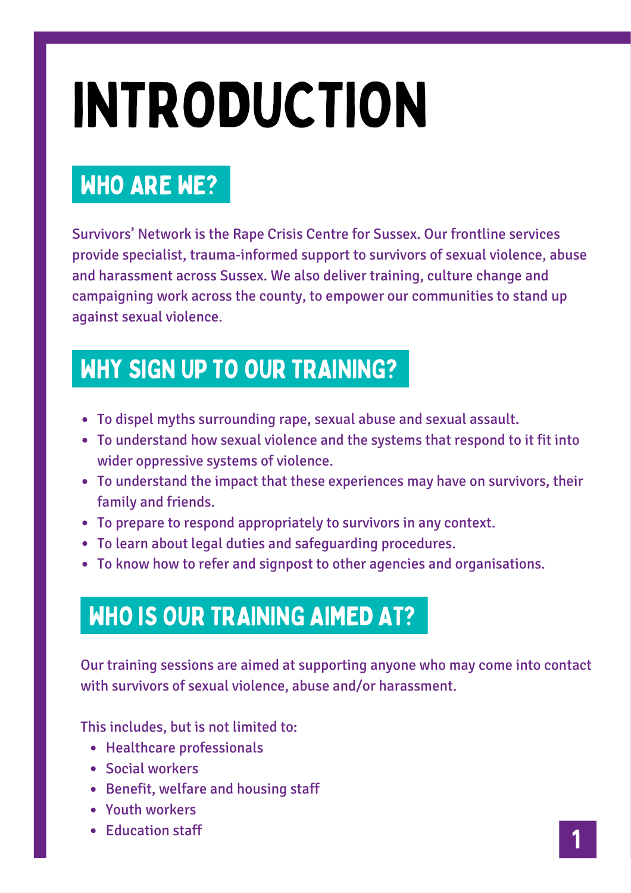# INTRODUCTION

## WHO ARE WE?

Survivors' Network is the Rape Crisis Centre for Sussex. Our frontline services provide specialist, trauma-informed support to survivors of sexual violence, abuse and harassment across Sussex. We also deliver training, culture change and campaigning work across the county, to empower our communities to stand up against sexual violence.

## WHY SIGN UP TO OUR TRAINING?

- To dispel myths surrounding rape, sexual abuse and sexual assault.
- To understand how sexual violence and the systems that respond to it fit into wider oppressive systems of violence.
- To understand the impact that these experiences may have on survivors, their family and friends.
- To prepare to respond appropriately to survivors in any context.
- To learn about legal duties and safeguarding procedures.
- To know how to refer and signpost to other agencies and organisations.

## WHO IS OUR TRAINING AIMED AT?

Our training sessions are aimed at supporting anyone who may come into contact with survivors of sexual violence, abuse and/or harassment.

This includes, but is not limited to:

- Healthcare professionals
- Social workers
- Benefit, welfare and housing staff
- Youth workers
- Education staff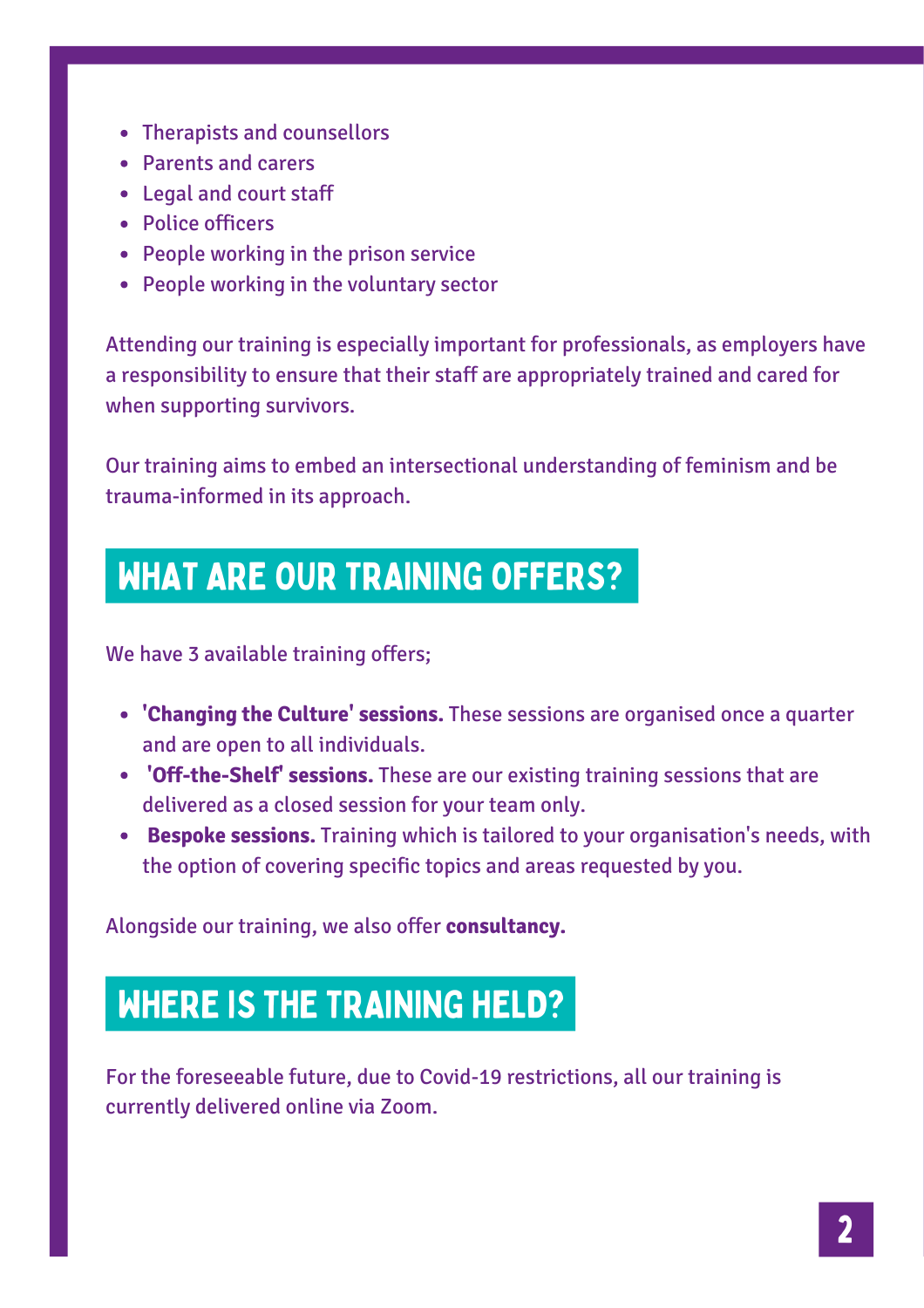- Therapists and counsellors
- Parents and carers
- Legal and court staff
- Police officers
- People working in the prison service
- People working in the voluntary sector

Attending our training is especially important for professionals, as employers have a responsibility to ensure that their staff are appropriately trained and cared for when supporting survivors.

Our training aims to embed an intersectional understanding of feminism and be trauma-informed in its approach.

## WHAT ARE OUR TRAINING OFFERS?

We have 3 available training offers;

- **'Changing the Culture' sessions.** These sessions are organised once a quarter and are open to all individuals.
- **'Off-the-Shelf' sessions.** These are our existing training sessions that are delivered as a closed session for your team only.
- **Bespoke sessions.** Training which is tailored to your organisation's needs, with the option of covering specific topics and areas requested by you.

Alongside our training, we also offer **consultancy.**

## WHERE IS THE TRAINING HELD?

For the foreseeable future, due to Covid-19 restrictions, all our training is currently delivered online via Zoom.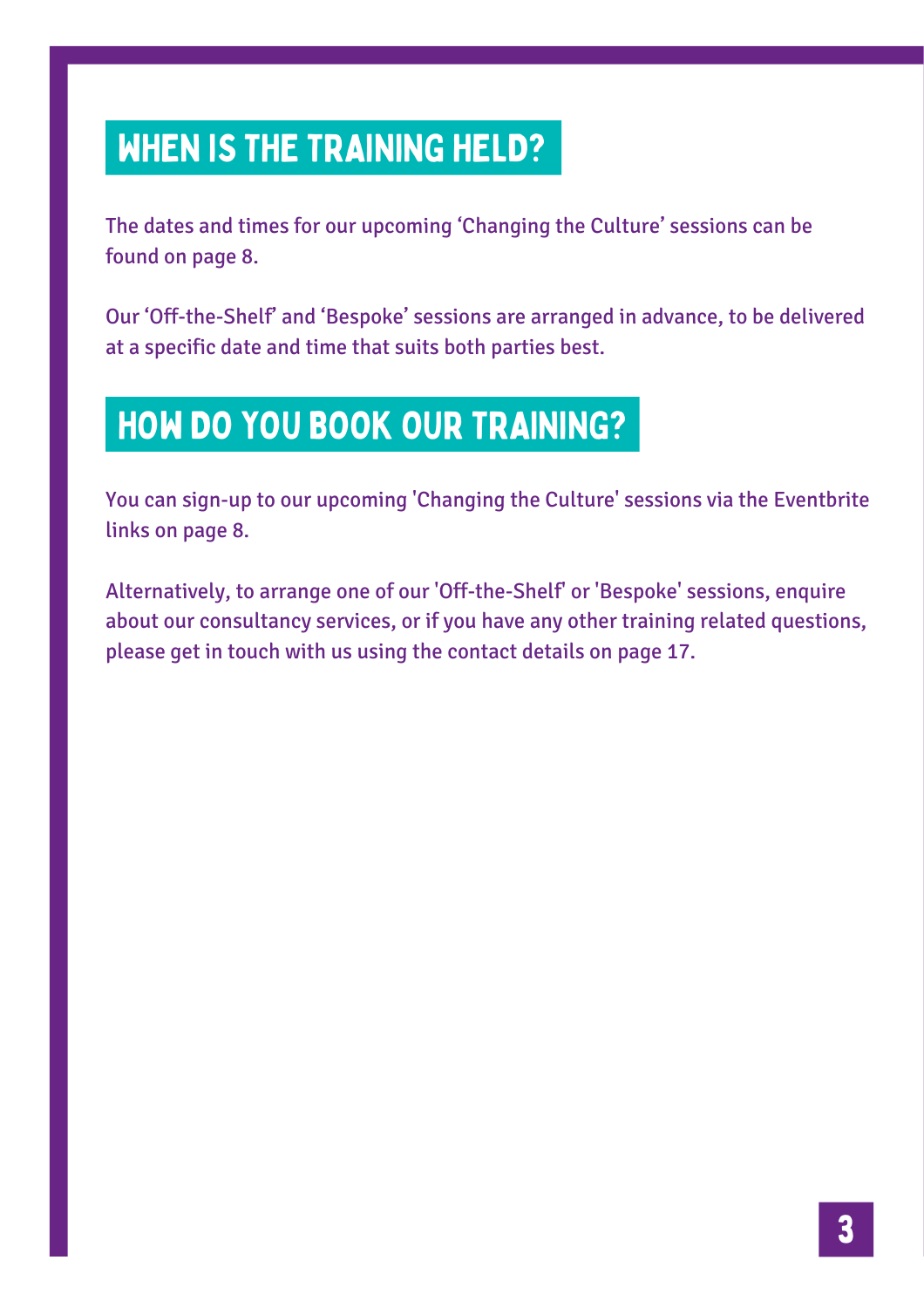## WHEN IS THE TRAINING HELD?

The dates and times for our upcoming ‘Changing the Culture’ sessions can be found on page 8.

Our ‘Off-the-Shelf’ and ‘Bespoke’ sessions are arranged in advance, to be delivered at a specific date and time that suits both parties best.

## HOW DO YOU BOOK OUR TRAINING?

You can sign-up to our upcoming 'Changing the Culture' sessions via the Eventbrite links on page 8.

Alternatively, to arrange one of our 'Off-the-Shelf' or 'Bespoke' sessions, enquire about our consultancy services, or if you have any other training related questions, please get in touch with us using the contact details on page 17.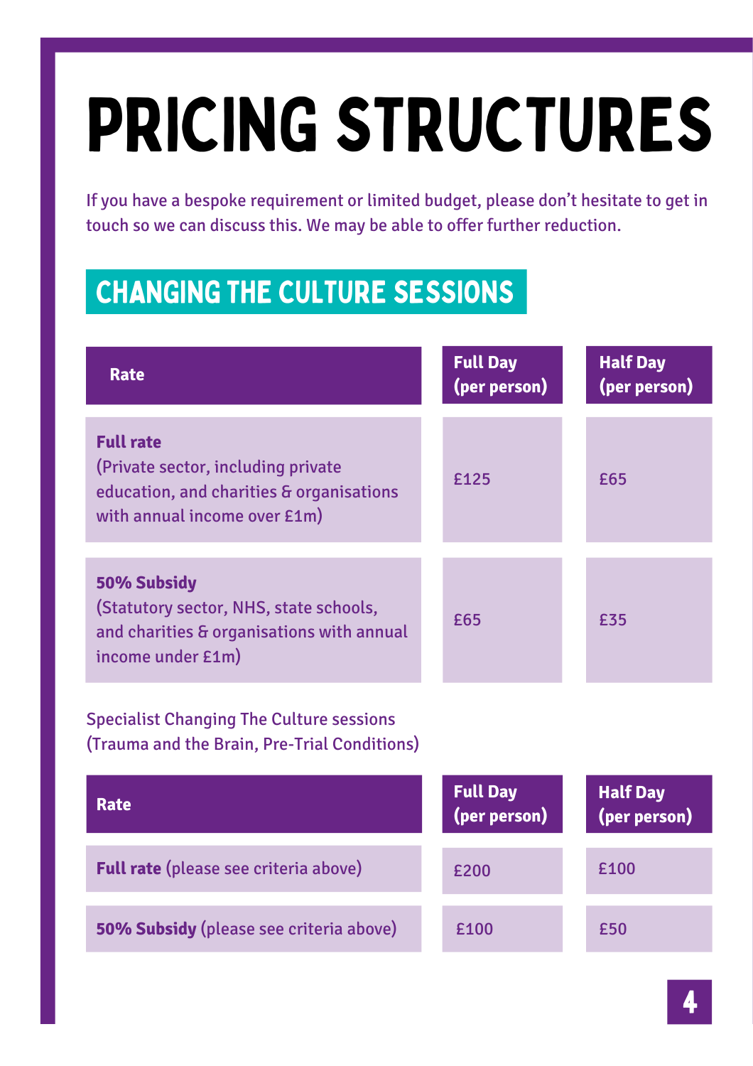# PRICING STRUCTURES

If you have a bespoke requirement or limited budget, please don't hesitate to get in touch so we can discuss this. We may be able to offer further reduction.

## CHANGING THE CULTURE SESSIONS

| Rate | Full Day (per person) | Half Day (per person) |
|---|---|---|
| **Full rate** (Private sector, including private education, and charities & organisations with annual income over £1m) | £125 | £65 |
| **50% Subsidy** (Statutory sector, NHS, state schools, and charities & organisations with annual income under £1m) | £65 | £35 |

Specialist Changing The Culture sessions (Trauma and the Brain, Pre-Trial Conditions)

| Rate | Full Day (per person) | Half Day (per person) |
|---|---|---|
| **Full rate** (please see criteria above) | £200 | £100 |
| **50% Subsidy** (please see criteria above) | £100 | £50 |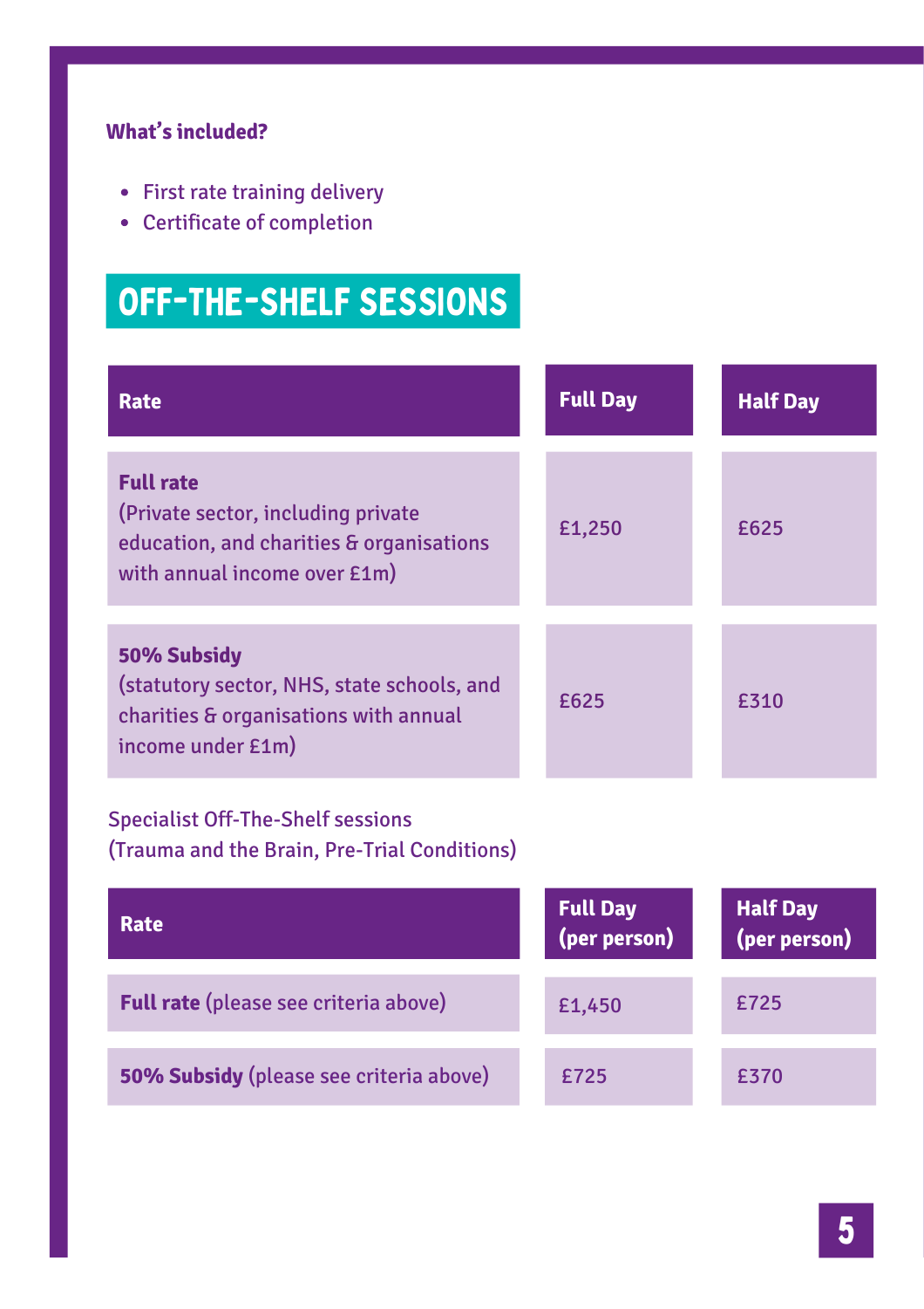**What's included?**

- First rate training delivery
- Certificate of completion

## OFF-THE-SHELF SESSIONS

| Rate | Full Day | Half Day |
|---|---|---|
| **Full rate** (Private sector, including private education, and charities & organisations with annual income over £1m) | £1,250 | £625 |
| **50% Subsidy** (statutory sector, NHS, state schools, and charities & organisations with annual income under £1m) | £625 | £310 |

Specialist Off-The-Shelf sessions
(Trauma and the Brain, Pre-Trial Conditions)

| Rate | Full Day (per person) | Half Day (per person) |
|---|---|---|
| **Full rate** (please see criteria above) | £1,450 | £725 |
| **50% Subsidy** (please see criteria above) | £725 | £370 |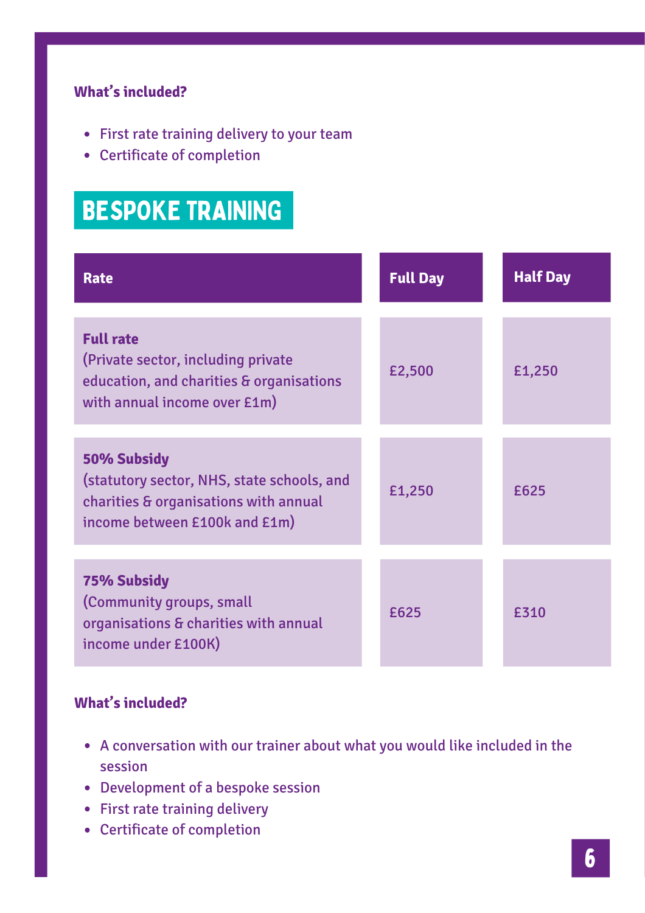**What's included?**

- First rate training delivery to your team
- Certificate of completion

## BESPOKE TRAINING

| Rate | Full Day | Half Day |
|---|---|---|
| **Full rate** (Private sector, including private education, and charities & organisations with annual income over £1m) | £2,500 | £1,250 |
| **50% Subsidy** (statutory sector, NHS, state schools, and charities & organisations with annual income between £100k and £1m) | £1,250 | £625 |
| **75% Subsidy** (Community groups, small organisations & charities with annual income under £100K) | £625 | £310 |

**What's included?**

- A conversation with our trainer about what you would like included in the session
- Development of a bespoke session
- First rate training delivery
- Certificate of completion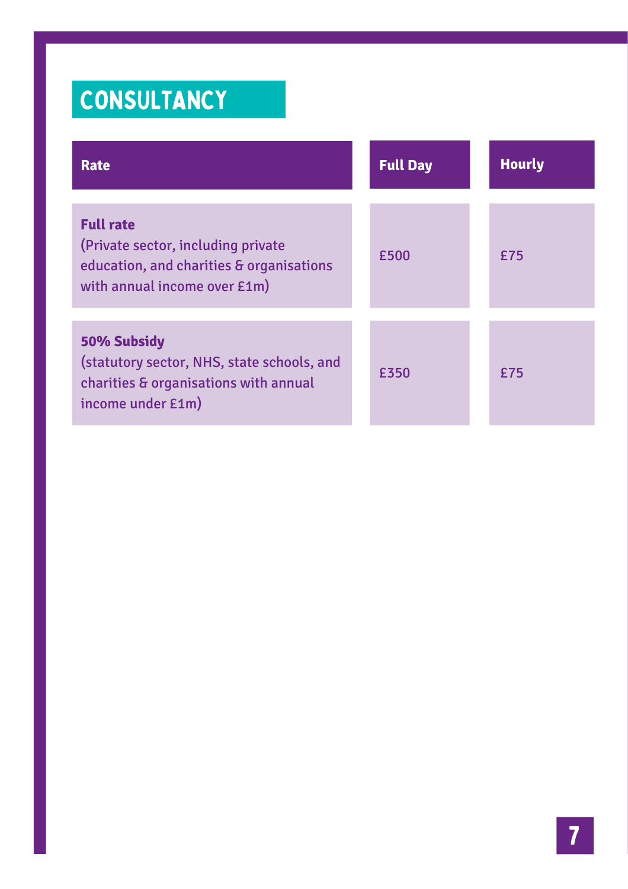## CONSULTANCY

| Rate | Full Day | Hourly |
|---|---|---|
| **Full rate** (Private sector, including private education, and charities & organisations with annual income over £1m) | £500 | £75 |
| **50% Subsidy** (statutory sector, NHS, state schools, and charities & organisations with annual income under £1m) | £350 | £75 |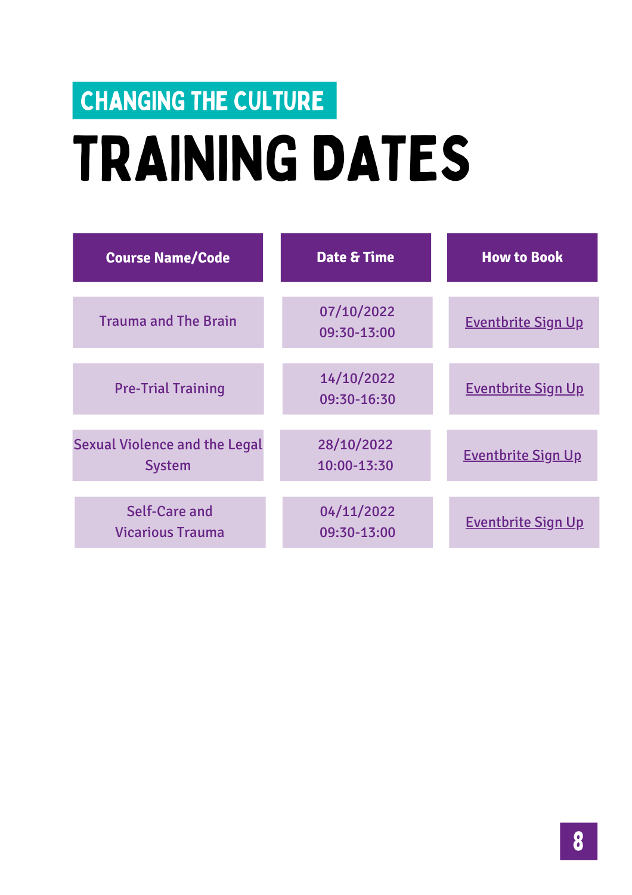CHANGING THE CULTURE

# TRAINING DATES

| Course Name/Code | Date & Time | How to Book |
| --- | --- | --- |
| Trauma and The Brain | 07/10/2022 09:30-13:00 | Eventbrite Sign Up |
| Pre-Trial Training | 14/10/2022 09:30-16:30 | Eventbrite Sign Up |
| Sexual Violence and the Legal System | 28/10/2022 10:00-13:30 | Eventbrite Sign Up |
| Self-Care and Vicarious Trauma | 04/11/2022 09:30-13:00 | Eventbrite Sign Up |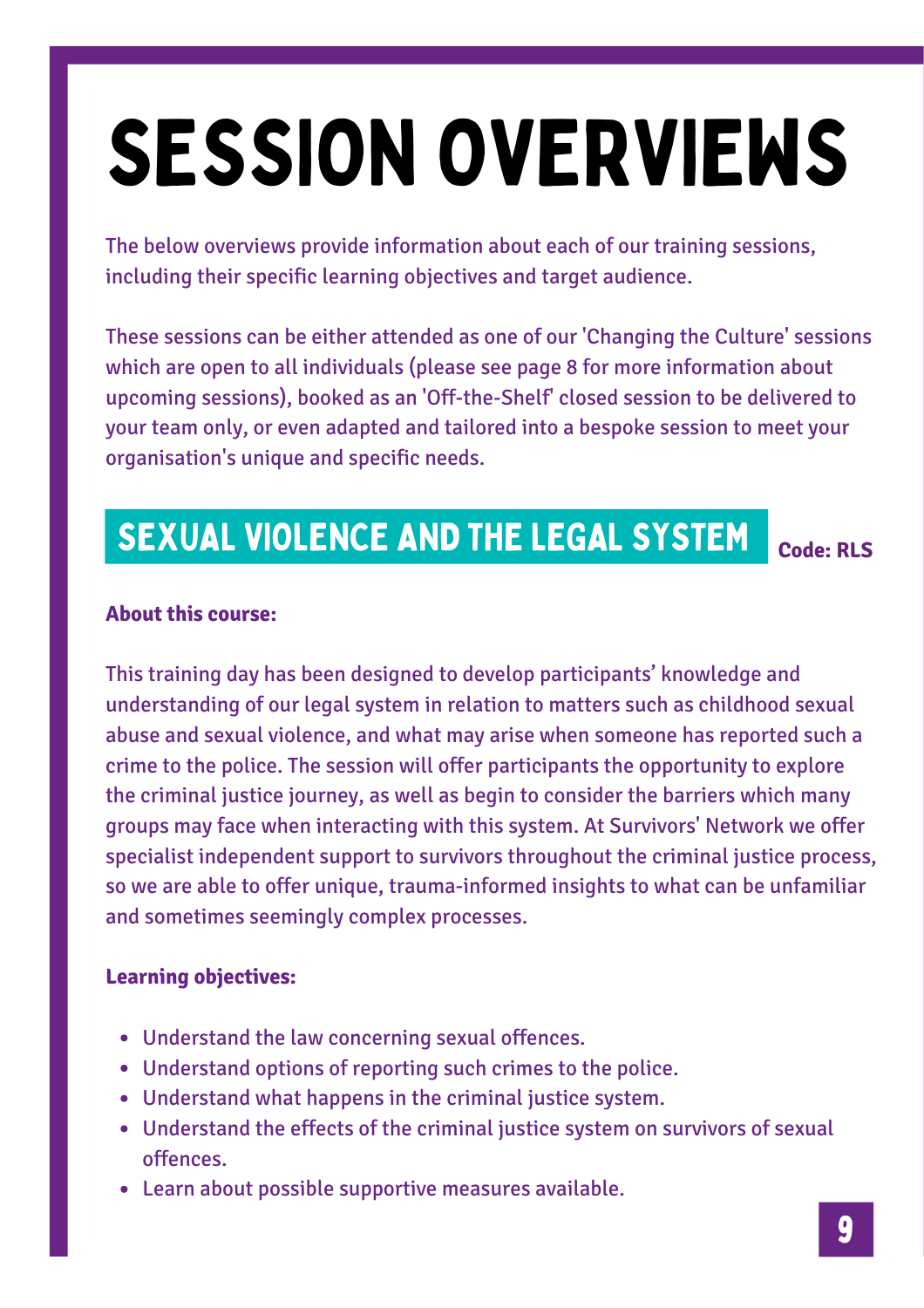# SESSION OVERVIEWS

The below overviews provide information about each of our training sessions, including their specific learning objectives and target audience.

These sessions can be either attended as one of our 'Changing the Culture' sessions which are open to all individuals (please see page 8 for more information about upcoming sessions), booked as an 'Off-the-Shelf' closed session to be delivered to your team only, or even adapted and tailored into a bespoke session to meet your organisation's unique and specific needs.

## SEXUAL VIOLENCE AND THE LEGAL SYSTEM

**Code: RLS**

**About this course:**

This training day has been designed to develop participants' knowledge and understanding of our legal system in relation to matters such as childhood sexual abuse and sexual violence, and what may arise when someone has reported such a crime to the police. The session will offer participants the opportunity to explore the criminal justice journey, as well as begin to consider the barriers which many groups may face when interacting with this system. At Survivors' Network we offer specialist independent support to survivors throughout the criminal justice process, so we are able to offer unique, trauma-informed insights to what can be unfamiliar and sometimes seemingly complex processes.

**Learning objectives:**

- Understand the law concerning sexual offences.
- Understand options of reporting such crimes to the police.
- Understand what happens in the criminal justice system.
- Understand the effects of the criminal justice system on survivors of sexual offences.
- Learn about possible supportive measures available.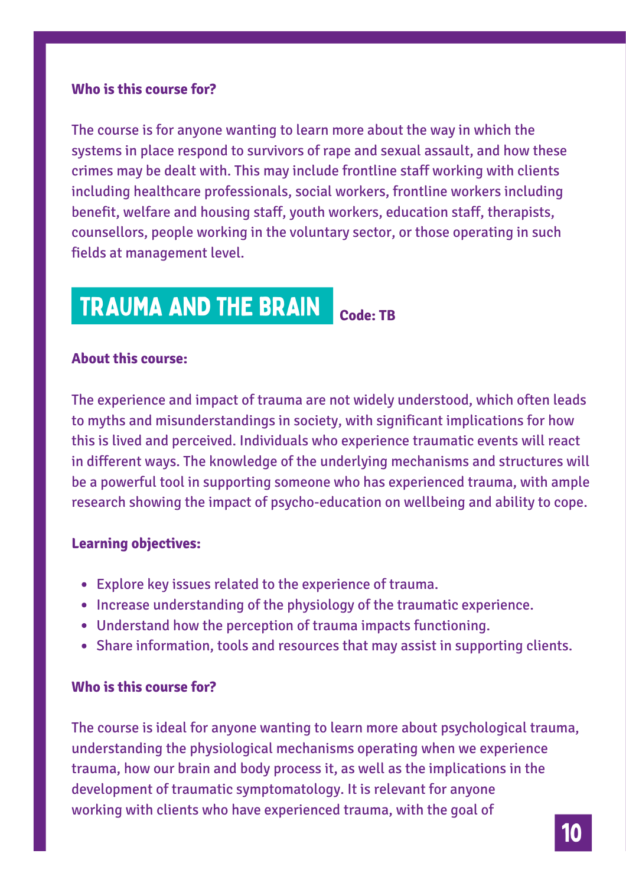**Who is this course for?**

The course is for anyone wanting to learn more about the way in which the systems in place respond to survivors of rape and sexual assault, and how these crimes may be dealt with. This may include frontline staff working with clients including healthcare professionals, social workers, frontline workers including benefit, welfare and housing staff, youth workers, education staff, therapists, counsellors, people working in the voluntary sector, or those operating in such fields at management level.

## TRAUMA AND THE BRAIN

**Code: TB**

**About this course:**

The experience and impact of trauma are not widely understood, which often leads to myths and misunderstandings in society, with significant implications for how this is lived and perceived. Individuals who experience traumatic events will react in different ways. The knowledge of the underlying mechanisms and structures will be a powerful tool in supporting someone who has experienced trauma, with ample research showing the impact of psycho-education on wellbeing and ability to cope.

**Learning objectives:**

- Explore key issues related to the experience of trauma.
- Increase understanding of the physiology of the traumatic experience.
- Understand how the perception of trauma impacts functioning.
- Share information, tools and resources that may assist in supporting clients.

**Who is this course for?**

The course is ideal for anyone wanting to learn more about psychological trauma, understanding the physiological mechanisms operating when we experience trauma, how our brain and body process it, as well as the implications in the development of traumatic symptomatology. It is relevant for anyone working with clients who have experienced trauma, with the goal of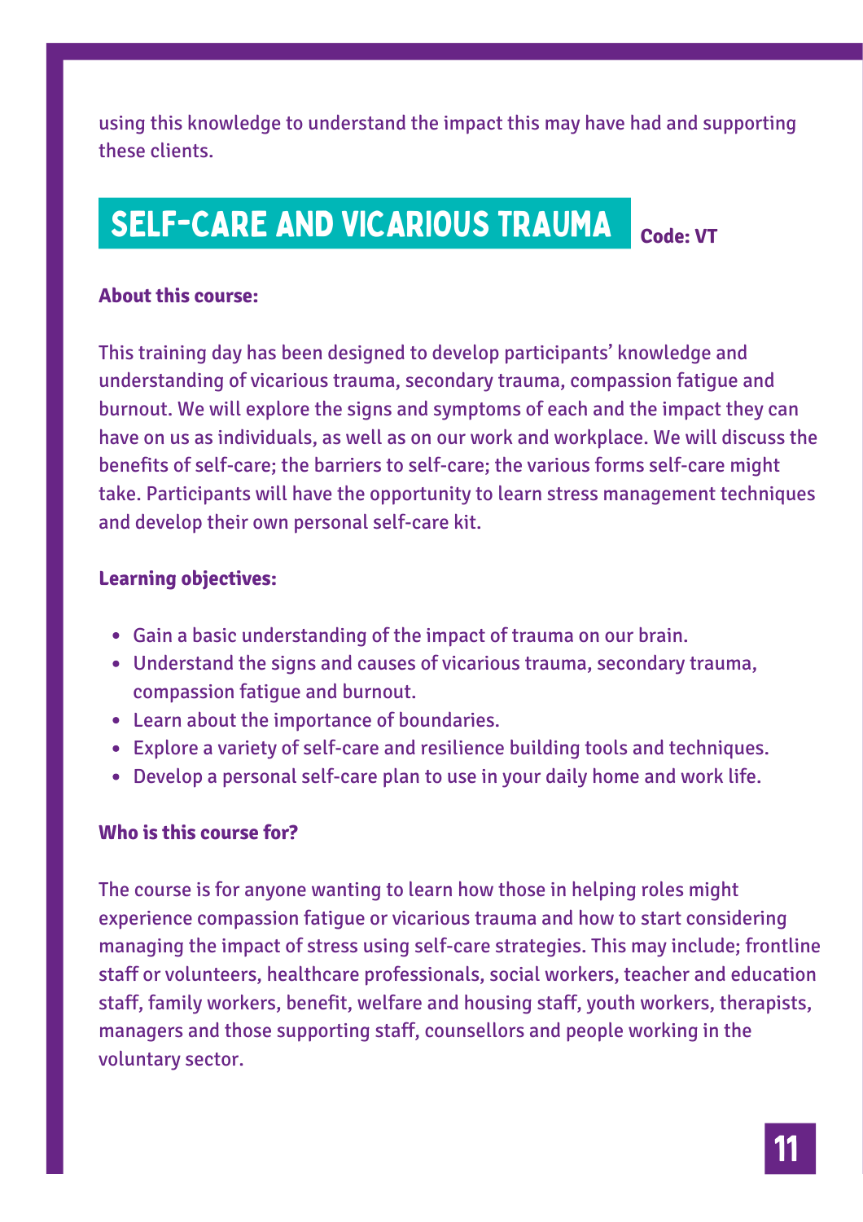using this knowledge to understand the impact this may have had and supporting these clients.

## SELF-CARE AND VICARIOUS TRAUMA

**Code: VT**

**About this course:**

This training day has been designed to develop participants' knowledge and understanding of vicarious trauma, secondary trauma, compassion fatigue and burnout. We will explore the signs and symptoms of each and the impact they can have on us as individuals, as well as on our work and workplace. We will discuss the benefits of self-care; the barriers to self-care; the various forms self-care might take. Participants will have the opportunity to learn stress management techniques and develop their own personal self-care kit.

**Learning objectives:**

- Gain a basic understanding of the impact of trauma on our brain.
- Understand the signs and causes of vicarious trauma, secondary trauma, compassion fatigue and burnout.
- Learn about the importance of boundaries.
- Explore a variety of self-care and resilience building tools and techniques.
- Develop a personal self-care plan to use in your daily home and work life.

**Who is this course for?**

The course is for anyone wanting to learn how those in helping roles might experience compassion fatigue or vicarious trauma and how to start considering managing the impact of stress using self-care strategies. This may include; frontline staff or volunteers, healthcare professionals, social workers, teacher and education staff, family workers, benefit, welfare and housing staff, youth workers, therapists, managers and those supporting staff, counsellors and people working in the voluntary sector.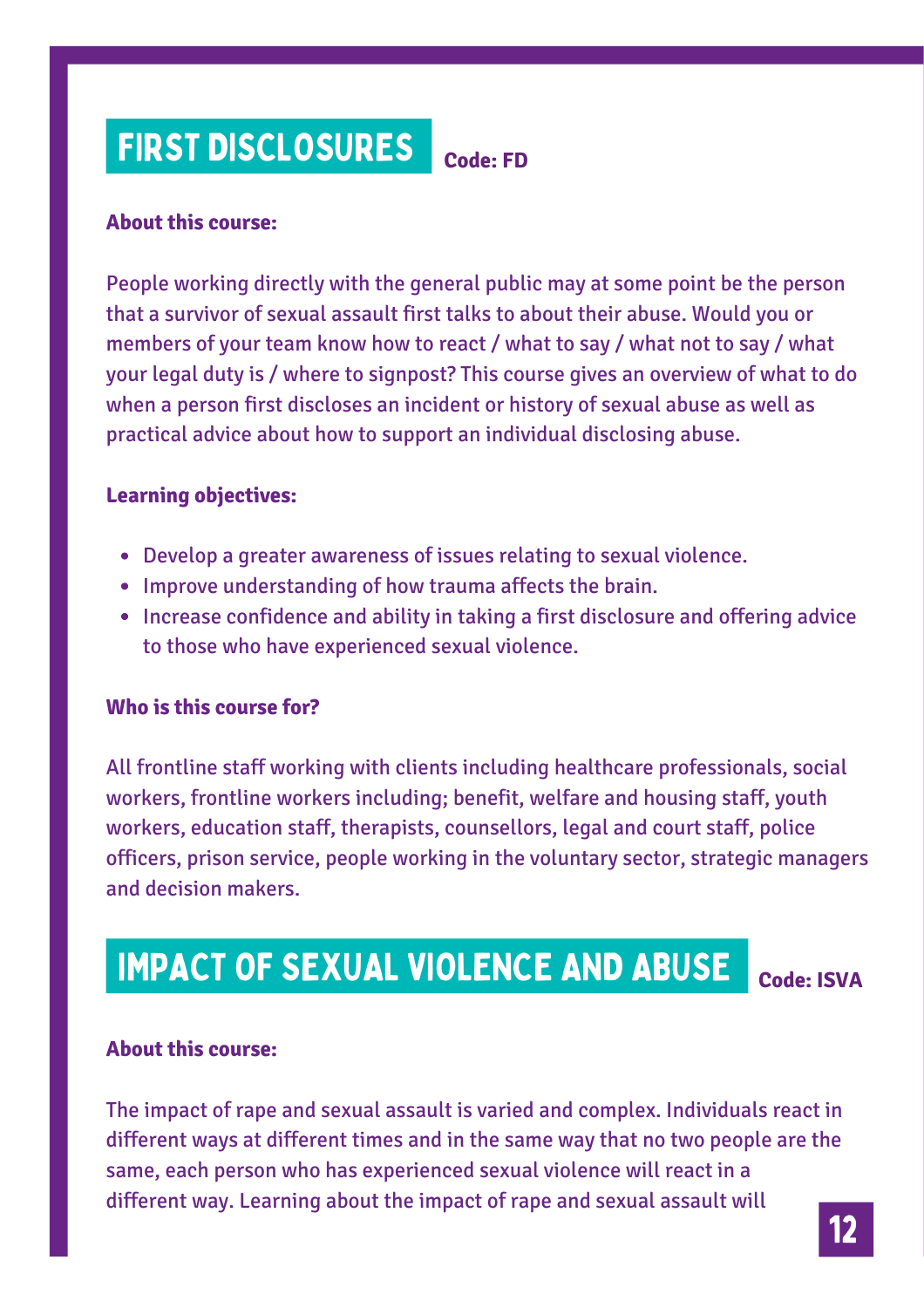## FIRST DISCLOSURES

**Code: FD**

**About this course:**

People working directly with the general public may at some point be the person that a survivor of sexual assault first talks to about their abuse. Would you or members of your team know how to react / what to say / what not to say / what your legal duty is / where to signpost? This course gives an overview of what to do when a person first discloses an incident or history of sexual abuse as well as practical advice about how to support an individual disclosing abuse.

**Learning objectives:**

- Develop a greater awareness of issues relating to sexual violence.
- Improve understanding of how trauma affects the brain.
- Increase confidence and ability in taking a first disclosure and offering advice to those who have experienced sexual violence.

**Who is this course for?**

All frontline staff working with clients including healthcare professionals, social workers, frontline workers including; benefit, welfare and housing staff, youth workers, education staff, therapists, counsellors, legal and court staff, police officers, prison service, people working in the voluntary sector, strategic managers and decision makers.

## IMPACT OF SEXUAL VIOLENCE AND ABUSE

**Code: ISVA**

**About this course:**

The impact of rape and sexual assault is varied and complex. Individuals react in different ways at different times and in the same way that no two people are the same, each person who has experienced sexual violence will react in a different way. Learning about the impact of rape and sexual assault will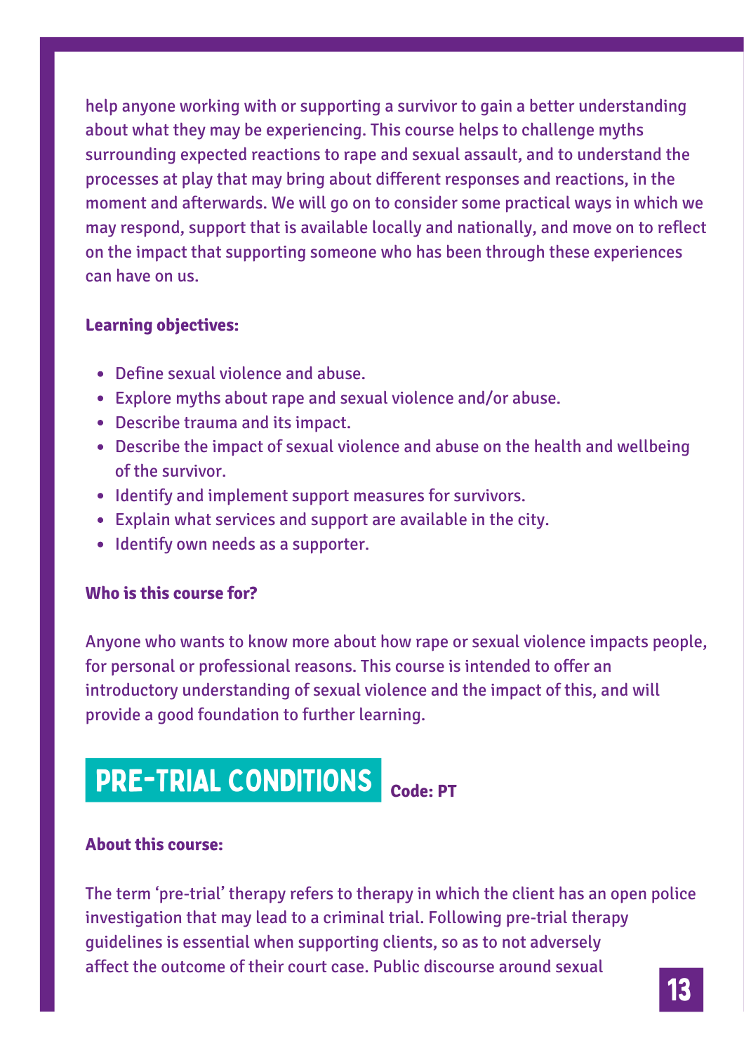help anyone working with or supporting a survivor to gain a better understanding about what they may be experiencing. This course helps to challenge myths surrounding expected reactions to rape and sexual assault, and to understand the processes at play that may bring about different responses and reactions, in the moment and afterwards. We will go on to consider some practical ways in which we may respond, support that is available locally and nationally, and move on to reflect on the impact that supporting someone who has been through these experiences can have on us.

**Learning objectives:**

- Define sexual violence and abuse.
- Explore myths about rape and sexual violence and/or abuse.
- Describe trauma and its impact.
- Describe the impact of sexual violence and abuse on the health and wellbeing of the survivor.
- Identify and implement support measures for survivors.
- Explain what services and support are available in the city.
- Identify own needs as a supporter.

**Who is this course for?**

Anyone who wants to know more about how rape or sexual violence impacts people, for personal or professional reasons. This course is intended to offer an introductory understanding of sexual violence and the impact of this, and will provide a good foundation to further learning.

## PRE-TRIAL CONDITIONS **Code: PT**

**About this course:**

The term 'pre-trial' therapy refers to therapy in which the client has an open police investigation that may lead to a criminal trial. Following pre-trial therapy guidelines is essential when supporting clients, so as to not adversely affect the outcome of their court case. Public discourse around sexual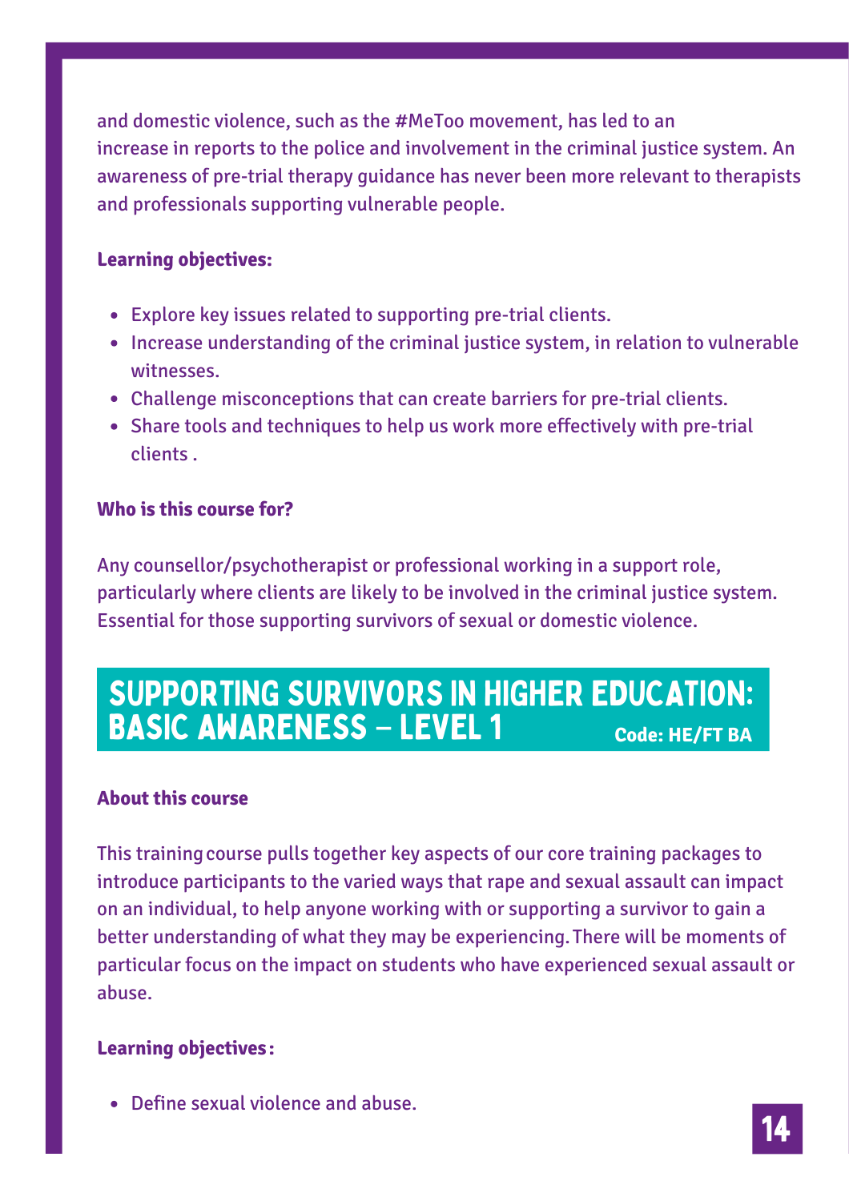and domestic violence, such as the #MeToo movement, has led to an increase in reports to the police and involvement in the criminal justice system. An awareness of pre-trial therapy guidance has never been more relevant to therapists and professionals supporting vulnerable people.

**Learning objectives:**

- Explore key issues related to supporting pre-trial clients.
- Increase understanding of the criminal justice system, in relation to vulnerable witnesses.
- Challenge misconceptions that can create barriers for pre-trial clients.
- Share tools and techniques to help us work more effectively with pre-trial clients .

**Who is this course for?**

Any counsellor/psychotherapist or professional working in a support role, particularly where clients are likely to be involved in the criminal justice system. Essential for those supporting survivors of sexual or domestic violence.

## SUPPORTING SURVIVORS IN HIGHER EDUCATION: BASIC AWARENESS – LEVEL 1

**Code: HE/FT BA**

**About this course**

This training course pulls together key aspects of our core training packages to introduce participants to the varied ways that rape and sexual assault can impact on an individual, to help anyone working with or supporting a survivor to gain a better understanding of what they may be experiencing. There will be moments of particular focus on the impact on students who have experienced sexual assault or abuse.

**Learning objectives:**

- Define sexual violence and abuse.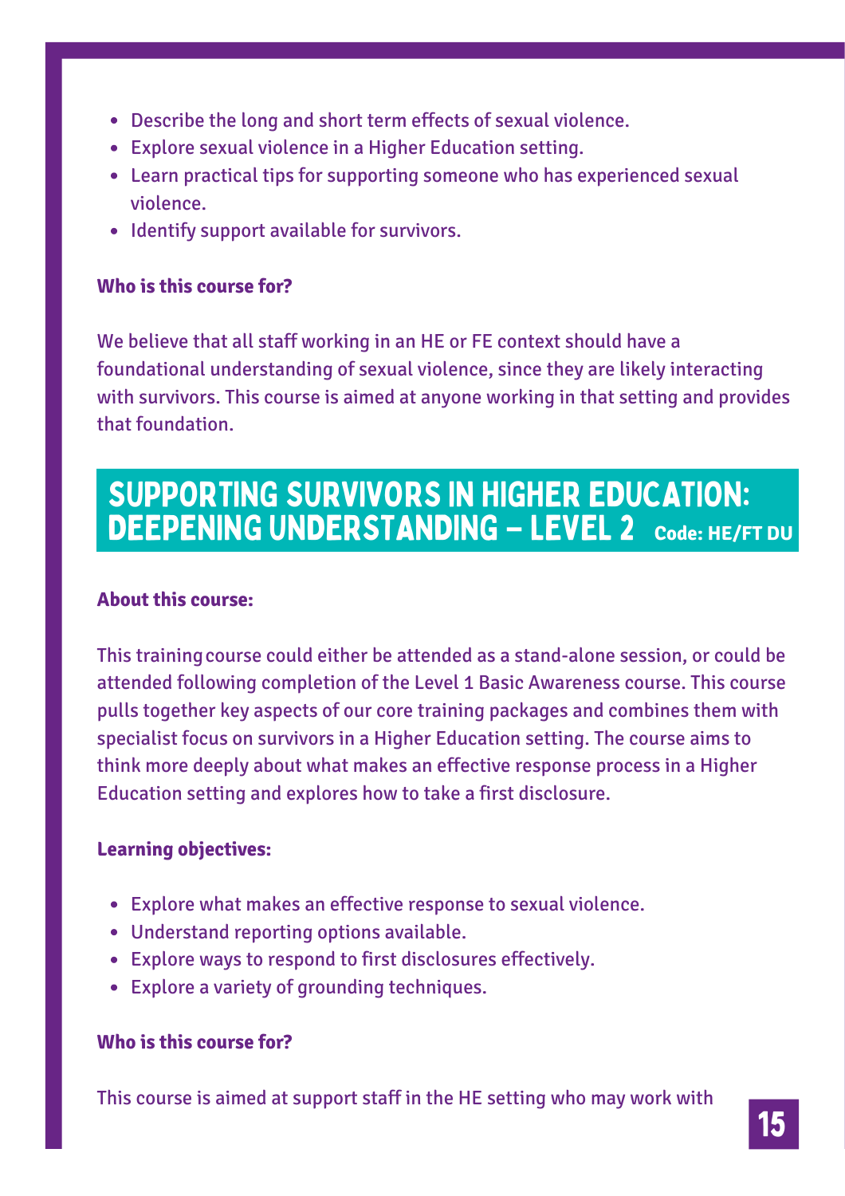- Describe the long and short term effects of sexual violence.
- Explore sexual violence in a Higher Education setting.
- Learn practical tips for supporting someone who has experienced sexual violence.
- Identify support available for survivors.

**Who is this course for?**

We believe that all staff working in an HE or FE context should have a foundational understanding of sexual violence, since they are likely interacting with survivors. This course is aimed at anyone working in that setting and provides that foundation.

## SUPPORTING SURVIVORS IN HIGHER EDUCATION: DEEPENING UNDERSTANDING – LEVEL 2 **Code: HE/FT DU**

**About this course:**

This training course could either be attended as a stand-alone session, or could be attended following completion of the Level 1 Basic Awareness course. This course pulls together key aspects of our core training packages and combines them with specialist focus on survivors in a Higher Education setting. The course aims to think more deeply about what makes an effective response process in a Higher Education setting and explores how to take a first disclosure.

**Learning objectives:**

- Explore what makes an effective response to sexual violence.
- Understand reporting options available.
- Explore ways to respond to first disclosures effectively.
- Explore a variety of grounding techniques.

**Who is this course for?**

This course is aimed at support staff in the HE setting who may work with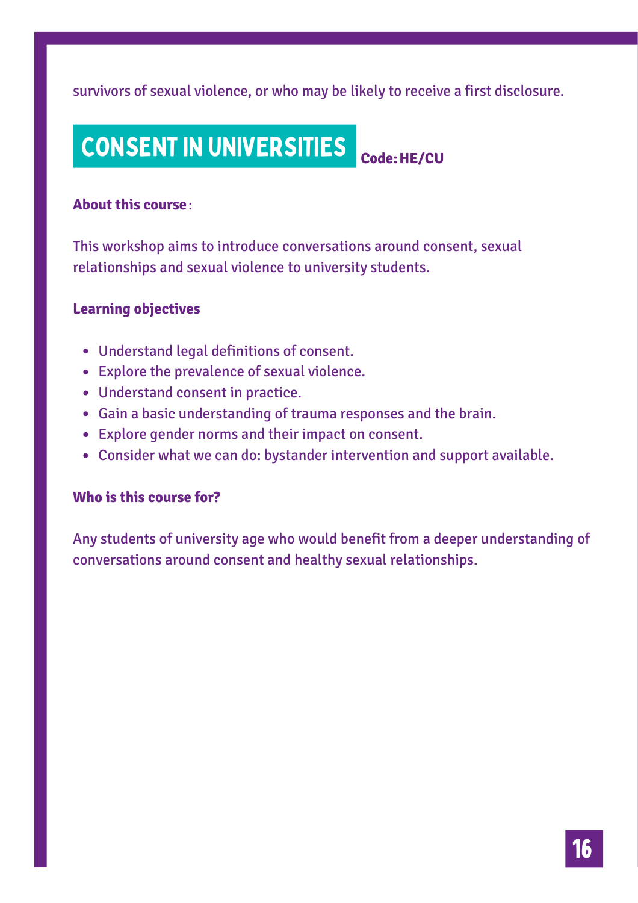survivors of sexual violence, or who may be likely to receive a first disclosure.

## CONSENT IN UNIVERSITIES

**Code: HE/CU**

**About this course**:

This workshop aims to introduce conversations around consent, sexual relationships and sexual violence to university students.

**Learning objectives**

- Understand legal definitions of consent.
- Explore the prevalence of sexual violence.
- Understand consent in practice.
- Gain a basic understanding of trauma responses and the brain.
- Explore gender norms and their impact on consent.
- Consider what we can do: bystander intervention and support available.

**Who is this course for?**

Any students of university age who would benefit from a deeper understanding of conversations around consent and healthy sexual relationships.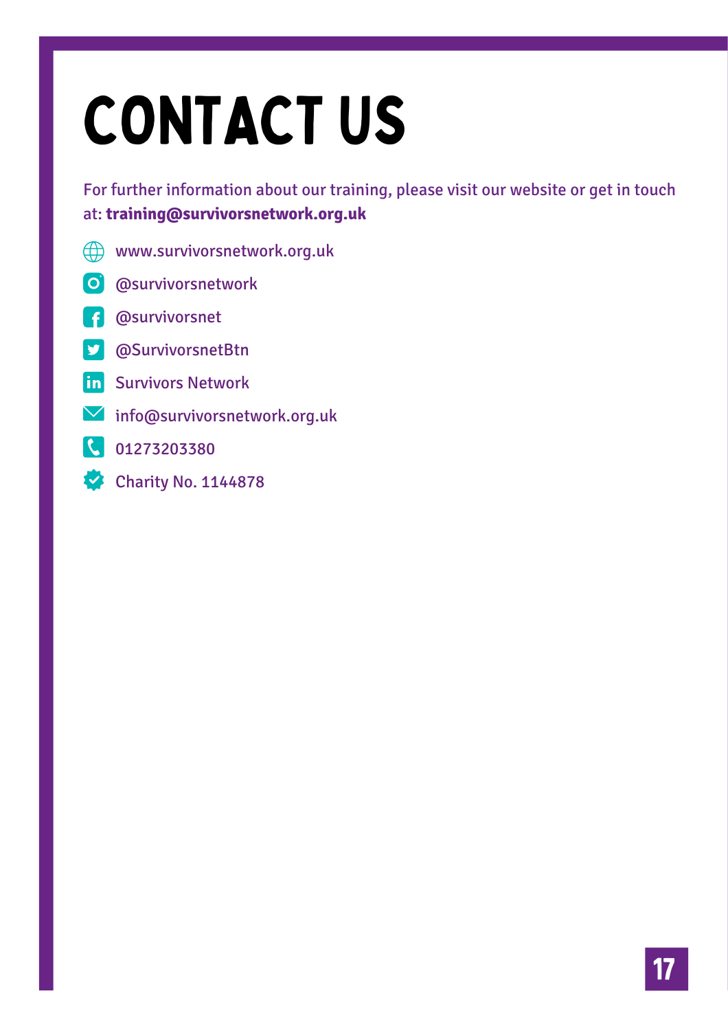# CONTACT US

For further information about our training, please visit our website or get in touch at: **training@survivorsnetwork.org.uk**

- www.survivorsnetwork.org.uk
- @survivorsnetwork
- @survivorsnet
- @SurvivorsnetBtn
- Survivors Network
- info@survivorsnetwork.org.uk
- 01273203380
- Charity No. 1144878